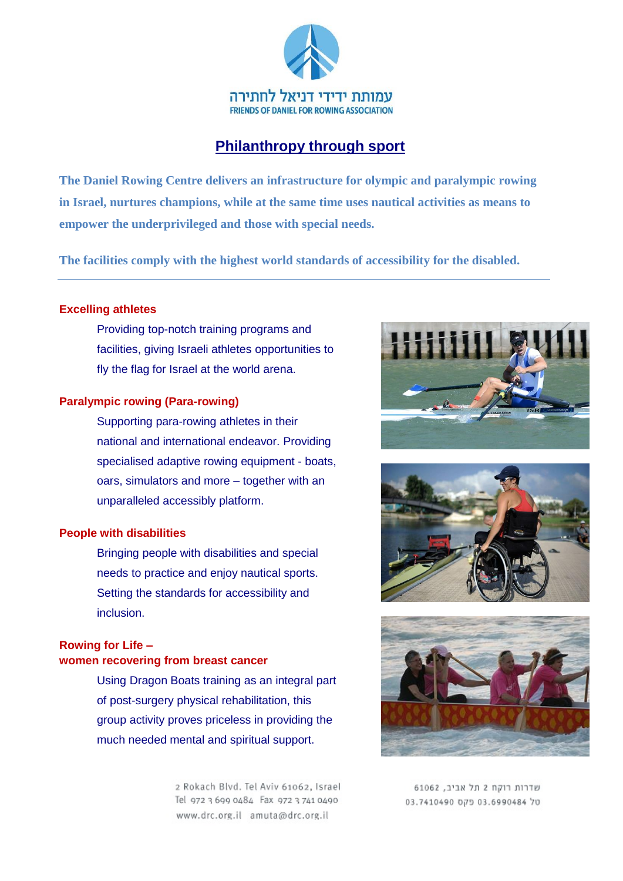עמותת ידידי דניאל לחתירה

FRIENDS OF DANIEL FOR ROWING ASSOCIATION

# Philanthropy through sport

**The Daniel Rowing Centre delivers an infrastructure for olympic and paralympic rowing in Israel, nurtures champions, while at the same time uses nautical activities as means to empower the underprivileged and those with special needs.**

**The facilities comply with the highest world standards of accessibility for the disabled.**

---

### Excelling athletes

Providing top-notch training programs and facilities, giving Israeli athletes opportunities to fly the flag for Israel at the world arena.

### Paralympic rowing (Para-rowing)

Supporting para-rowing athletes in their national and international endeavor. Providing specialised adaptive rowing equipment - boats, oars, simulators and more – together with an unparalleled accessibly platform.

### People with disabilities

Bringing people with disabilities and special needs to practice and enjoy nautical sports. Setting the standards for accessibility and inclusion.

### Rowing for Life – women recovering from breast cancer

Using Dragon Boats training as an integral part of post-surgery physical rehabilitation, this group activity proves priceless in providing the much needed mental and spiritual support.

2 Rokach Blvd. Tel Aviv 61062, Israel
Tel 972 3 699 0484 Fax 972 3 741 0490
www.drc.org.il amuta@drc.org.il

שדרות רוקח 2 תל אביב, 61062
טל 03.6990484 פקס 03.7410490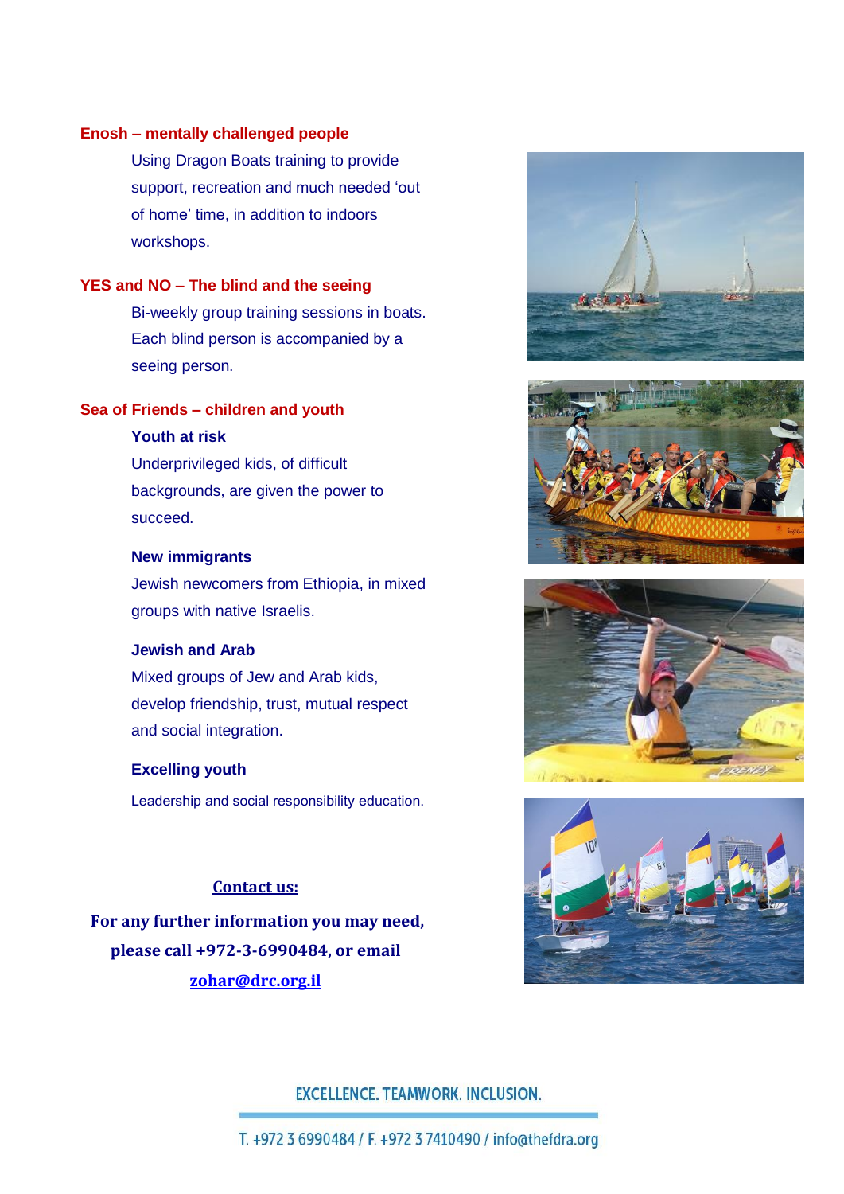### Enosh – mentally challenged people

Using Dragon Boats training to provide support, recreation and much needed 'out of home' time, in addition to indoors workshops.

### YES and NO – The blind and the seeing

Bi-weekly group training sessions in boats. Each blind person is accompanied by a seeing person.

### Sea of Friends – children and youth

**Youth at risk**

Underprivileged kids, of difficult backgrounds, are given the power to succeed.

**New immigrants**

Jewish newcomers from Ethiopia, in mixed groups with native Israelis.

**Jewish and Arab**

Mixed groups of Jew and Arab kids, develop friendship, trust, mutual respect and social integration.

**Excelling youth**

Leadership and social responsibility education.

**Contact us:**

**For any further information you may need, please call +972-3-6990484, or email zohar@drc.org.il**

EXCELLENCE. TEAMWORK. INCLUSION.

T. +972 3 6990484 / F. +972 3 7410490 / info@thefdra.org